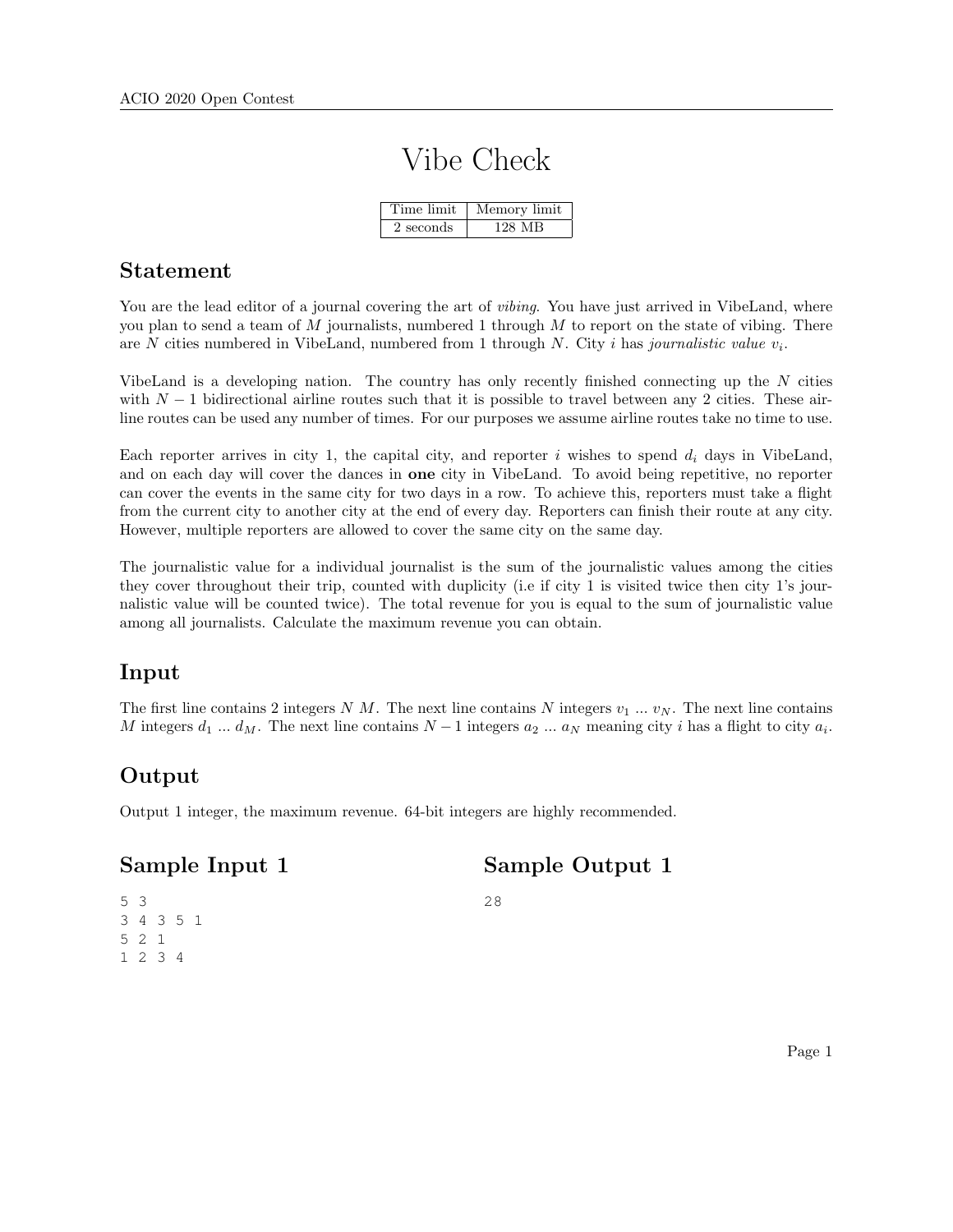# Vibe Check

| Time limit | Memory limit |
| --- | --- |
| 2 seconds | 128 MB |

## Statement

You are the lead editor of a journal covering the art of *vibing*. You have just arrived in VibeLand, where you plan to send a team of $M$ journalists, numbered 1 through $M$ to report on the state of vibing. There are $N$ cities numbered in VibeLand, numbered from 1 through $N$. City $i$ has *journalistic value* $v_i$.

VibeLand is a developing nation. The country has only recently finished connecting up the $N$ cities with $N-1$ bidirectional airline routes such that it is possible to travel between any 2 cities. These airline routes can be used any number of times. For our purposes we assume airline routes take no time to use.

Each reporter arrives in city 1, the capital city, and reporter $i$ wishes to spend $d_i$ days in VibeLand, and on each day will cover the dances in **one** city in VibeLand. To avoid being repetitive, no reporter can cover the events in the same city for two days in a row. To achieve this, reporters must take a flight from the current city to another city at the end of every day. Reporters can finish their route at any city. However, multiple reporters are allowed to cover the same city on the same day.

The journalistic value for a individual journalist is the sum of the journalistic values among the cities they cover throughout their trip, counted with duplicity (i.e if city 1 is visited twice then city 1's journalistic value will be counted twice). The total revenue for you is equal to the sum of journalistic value among all journalists. Calculate the maximum revenue you can obtain.

## Input

The first line contains 2 integers $N$ $M$. The next line contains $N$ integers $v_1$ ... $v_N$. The next line contains $M$ integers $d_1$ ... $d_M$. The next line contains $N-1$ integers $a_2$ ... $a_N$ meaning city $i$ has a flight to city $a_i$.

## Output

Output 1 integer, the maximum revenue. 64-bit integers are highly recommended.

## Sample Input 1

```
5 3
3 4 3 5 1
5 2 1
1 2 3 4
```

## Sample Output 1

```
28
```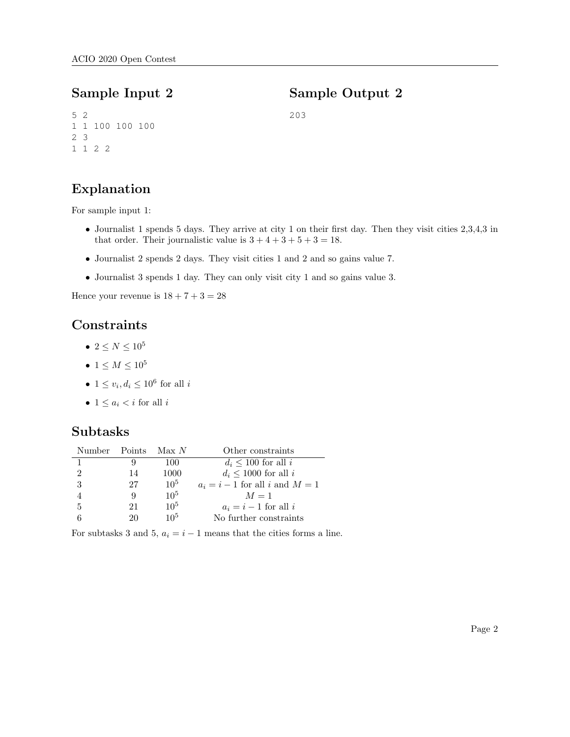## Sample Input 2

```
5 2
1 1 100 100 100
2 3
1 1 2 2
```

## Sample Output 2

```
203
```

## Explanation

For sample input 1:

- Journalist 1 spends 5 days. They arrive at city 1 on their first day. Then they visit cities 2,3,4,3 in that order. Their journalistic value is $3 + 4 + 3 + 5 + 3 = 18$.
- Journalist 2 spends 2 days. They visit cities 1 and 2 and so gains value 7.
- Journalist 3 spends 1 day. They can only visit city 1 and so gains value 3.

Hence your revenue is $18 + 7 + 3 = 28$

## Constraints

- $2 \leq N \leq 10^5$
- $1 \leq M \leq 10^5$
- $1 \leq v_i, d_i \leq 10^6$ for all $i$
- $1 \leq a_i < i$ for all $i$

## Subtasks

| Number | Points | Max $N$ | Other constraints |
| --- | --- | --- | --- |
| 1 | 9 | 100 | $d_i \leq 100$ for all $i$ |
| 2 | 14 | 1000 | $d_i \leq 1000$ for all $i$ |
| 3 | 27 | $10^5$ | $a_i = i - 1$ for all $i$ and $M = 1$ |
| 4 | 9 | $10^5$ | $M = 1$ |
| 5 | 21 | $10^5$ | $a_i = i - 1$ for all $i$ |
| 6 | 20 | $10^5$ | No further constraints |

For subtasks 3 and 5, $a_i = i - 1$ means that the cities forms a line.